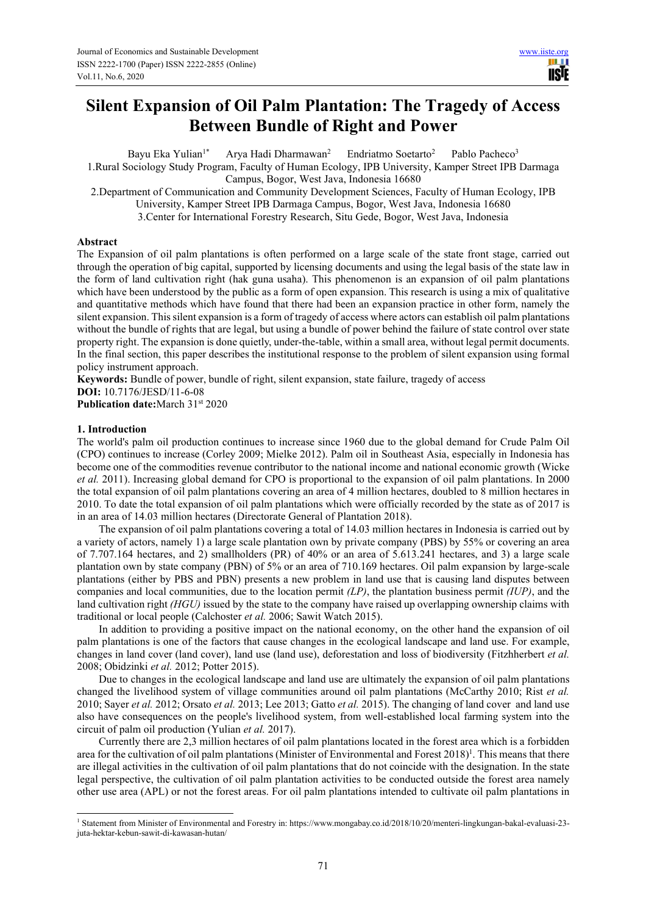# Silent Expansion of Oil Palm Plantation: The Tragedy of Access Between Bundle of Right and Power

Bayu Eka Yulian[1*] Arya Hadi Dharmawan[2] Endriatmo Soetarto[2] Pablo Pacheco[3]

1.Rural Sociology Study Program, Faculty of Human Ecology, IPB University, Kamper Street IPB Darmaga Campus, Bogor, West Java, Indonesia 16680

2.Department of Communication and Community Development Sciences, Faculty of Human Ecology, IPB University, Kamper Street IPB Darmaga Campus, Bogor, West Java, Indonesia 16680

3.Center for International Forestry Research, Situ Gede, Bogor, West Java, Indonesia

## Abstract

The Expansion of oil palm plantations is often performed on a large scale of the state front stage, carried out through the operation of big capital, supported by licensing documents and using the legal basis of the state law in the form of land cultivation right (hak guna usaha). This phenomenon is an expansion of oil palm plantations which have been understood by the public as a form of open expansion. This research is using a mix of qualitative and quantitative methods which have found that there had been an expansion practice in other form, namely the silent expansion. This silent expansion is a form of tragedy of access where actors can establish oil palm plantations without the bundle of rights that are legal, but using a bundle of power behind the failure of state control over state property right. The expansion is done quietly, under-the-table, within a small area, without legal permit documents. In the final section, this paper describes the institutional response to the problem of silent expansion using formal policy instrument approach.

**Keywords:** Bundle of power, bundle of right, silent expansion, state failure, tragedy of access

**DOI:** 10.7176/JESD/11-6-08

**Publication date:** March 31[st] 2020

## 1. Introduction

The world's palm oil production continues to increase since 1960 due to the global demand for Crude Palm Oil (CPO) continues to increase (Corley 2009; Mielke 2012). Palm oil in Southeast Asia, especially in Indonesia has become one of the commodities revenue contributor to the national income and national economic growth (Wicke *et al.* 2011). Increasing global demand for CPO is proportional to the expansion of oil palm plantations. In 2000 the total expansion of oil palm plantations covering an area of 4 million hectares, doubled to 8 million hectares in 2010. To date the total expansion of oil palm plantations which were officially recorded by the state as of 2017 is in an area of 14.03 million hectares (Directorate General of Plantation 2018).

The expansion of oil palm plantations covering a total of 14.03 million hectares in Indonesia is carried out by a variety of actors, namely 1) a large scale plantation own by private company (PBS) by 55% or covering an area of 7.707.164 hectares, and 2) smallholders (PR) of 40% or an area of 5.613.241 hectares, and 3) a large scale plantation own by state company (PBN) of 5% or an area of 710.169 hectares. Oil palm expansion by large-scale plantations (either by PBS and PBN) presents a new problem in land use that is causing land disputes between companies and local communities, due to the location permit *(LP)*, the plantation business permit *(IUP)*, and the land cultivation right *(HGU)* issued by the state to the company have raised up overlapping ownership claims with traditional or local people (Calchoster *et al.* 2006; Sawit Watch 2015).

In addition to providing a positive impact on the national economy, on the other hand the expansion of oil palm plantations is one of the factors that cause changes in the ecological landscape and land use. For example, changes in land cover (land cover), land use (land use), deforestation and loss of biodiversity (Fitzhherbert *et al.* 2008; Obidzinki *et al.* 2012; Potter 2015).

Due to changes in the ecological landscape and land use are ultimately the expansion of oil palm plantations changed the livelihood system of village communities around oil palm plantations (McCarthy 2010; Rist *et al.* 2010; Sayer *et al.* 2012; Orsato *et al.* 2013; Lee 2013; Gatto *et al.* 2015). The changing of land cover and land use also have consequences on the people's livelihood system, from well-established local farming system into the circuit of palm oil production (Yulian *et al.* 2017).

Currently there are 2,3 million hectares of oil palm plantations located in the forest area which is a forbidden area for the cultivation of oil palm plantations (Minister of Environmental and Forest 2018)[1]. This means that there are illegal activities in the cultivation of oil palm plantations that do not coincide with the designation. In the state legal perspective, the cultivation of oil palm plantation activities to be conducted outside the forest area namely other use area (APL) or not the forest areas. For oil palm plantations intended to cultivate oil palm plantations in

[1] Statement from Minister of Environmental and Forestry in: https://www.mongabay.co.id/2018/10/20/menteri-lingkungan-bakal-evaluasi-23-juta-hektar-kebun-sawit-di-kawasan-hutan/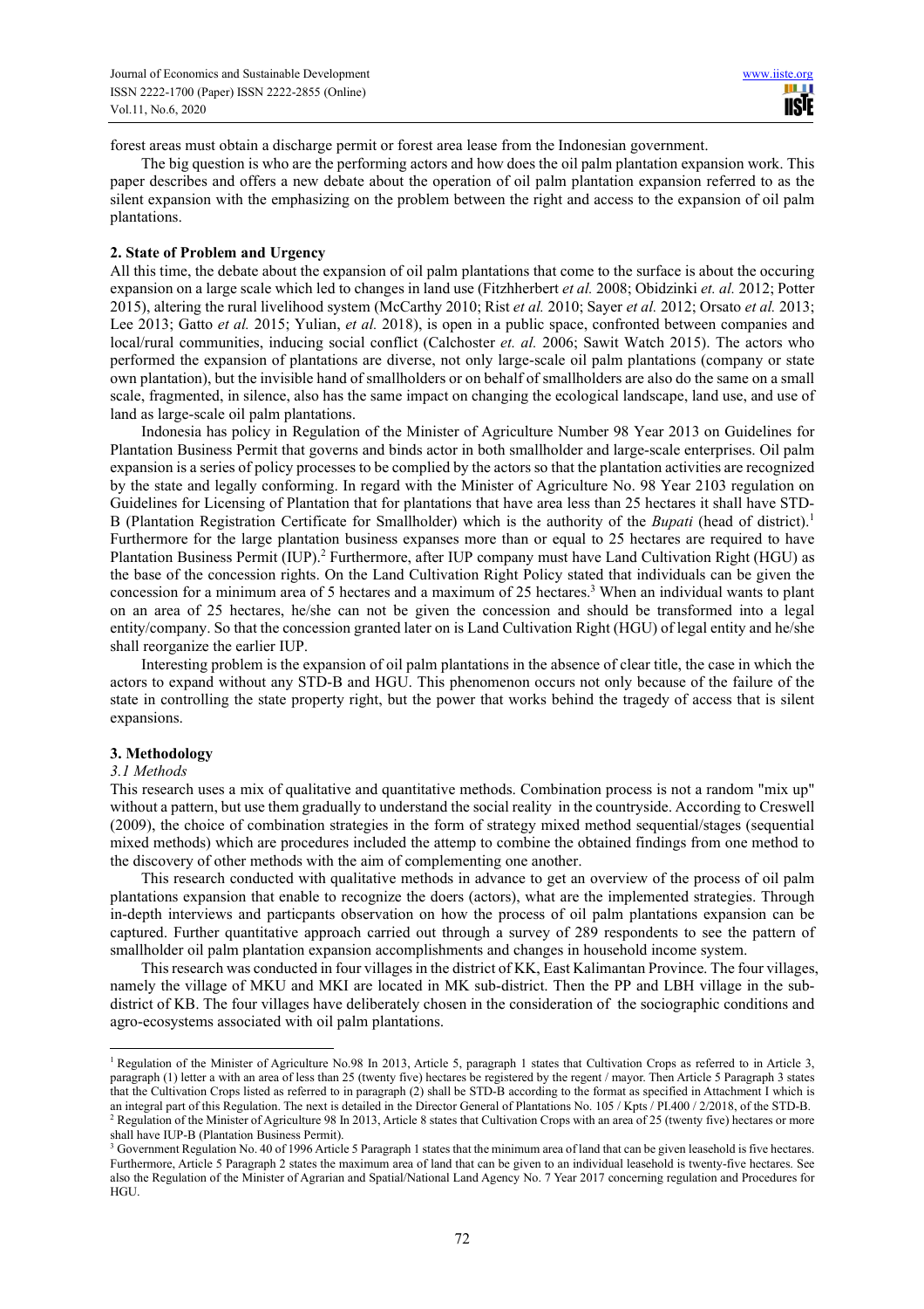forest areas must obtain a discharge permit or forest area lease from the Indonesian government.

The big question is who are the performing actors and how does the oil palm plantation expansion work. This paper describes and offers a new debate about the operation of oil palm plantation expansion referred to as the silent expansion with the emphasizing on the problem between the right and access to the expansion of oil palm plantations.

## 2. State of Problem and Urgency

All this time, the debate about the expansion of oil palm plantations that come to the surface is about the occuring expansion on a large scale which led to changes in land use (Fitzhherbert *et al.* 2008; Obidzinki *et. al.* 2012; Potter 2015), altering the rural livelihood system (McCarthy 2010; Rist *et al.* 2010; Sayer *et al.* 2012; Orsato *et al.* 2013; Lee 2013; Gatto *et al.* 2015; Yulian, *et al.* 2018), is open in a public space, confronted between companies and local/rural communities, inducing social conflict (Calchoster *et. al.* 2006; Sawit Watch 2015). The actors who performed the expansion of plantations are diverse, not only large-scale oil palm plantations (company or state own plantation), but the invisible hand of smallholders or on behalf of smallholders are also do the same on a small scale, fragmented, in silence, also has the same impact on changing the ecological landscape, land use, and use of land as large-scale oil palm plantations.

Indonesia has policy in Regulation of the Minister of Agriculture Number 98 Year 2013 on Guidelines for Plantation Business Permit that governs and binds actor in both smallholder and large-scale enterprises. Oil palm expansion is a series of policy processes to be complied by the actors so that the plantation activities are recognized by the state and legally conforming. In regard with the Minister of Agriculture No. 98 Year 2103 regulation on Guidelines for Licensing of Plantation that for plantations that have area less than 25 hectares it shall have STD-B (Plantation Registration Certificate for Smallholder) which is the authority of the *Bupati* (head of district).[1] Furthermore for the large plantation business expanses more than or equal to 25 hectares are required to have Plantation Business Permit (IUP).[2] Furthermore, after IUP company must have Land Cultivation Right (HGU) as the base of the concession rights. On the Land Cultivation Right Policy stated that individuals can be given the concession for a minimum area of 5 hectares and a maximum of 25 hectares.[3] When an individual wants to plant on an area of 25 hectares, he/she can not be given the concession and should be transformed into a legal entity/company. So that the concession granted later on is Land Cultivation Right (HGU) of legal entity and he/she shall reorganize the earlier IUP.

Interesting problem is the expansion of oil palm plantations in the absence of clear title, the case in which the actors to expand without any STD-B and HGU. This phenomenon occurs not only because of the failure of the state in controlling the state property right, but the power that works behind the tragedy of access that is silent expansions.

## 3. Methodology

### *3.1 Methods*

This research uses a mix of qualitative and quantitative methods. Combination process is not a random "mix up" without a pattern, but use them gradually to understand the social reality in the countryside. According to Creswell (2009), the choice of combination strategies in the form of strategy mixed method sequential/stages (sequential mixed methods) which are procedures included the attemp to combine the obtained findings from one method to the discovery of other methods with the aim of complementing one another.

This research conducted with qualitative methods in advance to get an overview of the process of oil palm plantations expansion that enable to recognize the doers (actors), what are the implemented strategies. Through in-depth interviews and particpants observation on how the process of oil palm plantations expansion can be captured. Further quantitative approach carried out through a survey of 289 respondents to see the pattern of smallholder oil palm plantation expansion accomplishments and changes in household income system.

This research was conducted in four villages in the district of KK, East Kalimantan Province. The four villages, namely the village of MKU and MKI are located in MK sub-district. Then the PP and LBH village in the sub-district of KB. The four villages have deliberately chosen in the consideration of the sociographic conditions and agro-ecosystems associated with oil palm plantations.

---

[1] Regulation of the Minister of Agriculture No.98 In 2013, Article 5, paragraph 1 states that Cultivation Crops as referred to in Article 3, paragraph (1) letter a with an area of less than 25 (twenty five) hectares be registered by the regent / mayor. Then Article 5 Paragraph 3 states that the Cultivation Crops listed as referred to in paragraph (2) shall be STD-B according to the format as specified in Attachment I which is an integral part of this Regulation. The next is detailed in the Director General of Plantations No. 105 / Kpts / PI.400 / 2/2018, of the STD-B.

[2] Regulation of the Minister of Agriculture 98 In 2013, Article 8 states that Cultivation Crops with an area of 25 (twenty five) hectares or more shall have IUP-B (Plantation Business Permit).

[3] Government Regulation No. 40 of 1996 Article 5 Paragraph 1 states that the minimum area of land that can be given leasehold is five hectares. Furthermore, Article 5 Paragraph 2 states the maximum area of land that can be given to an individual leasehold is twenty-five hectares. See also the Regulation of the Minister of Agrarian and Spatial/National Land Agency No. 7 Year 2017 concerning regulation and Procedures for HGU.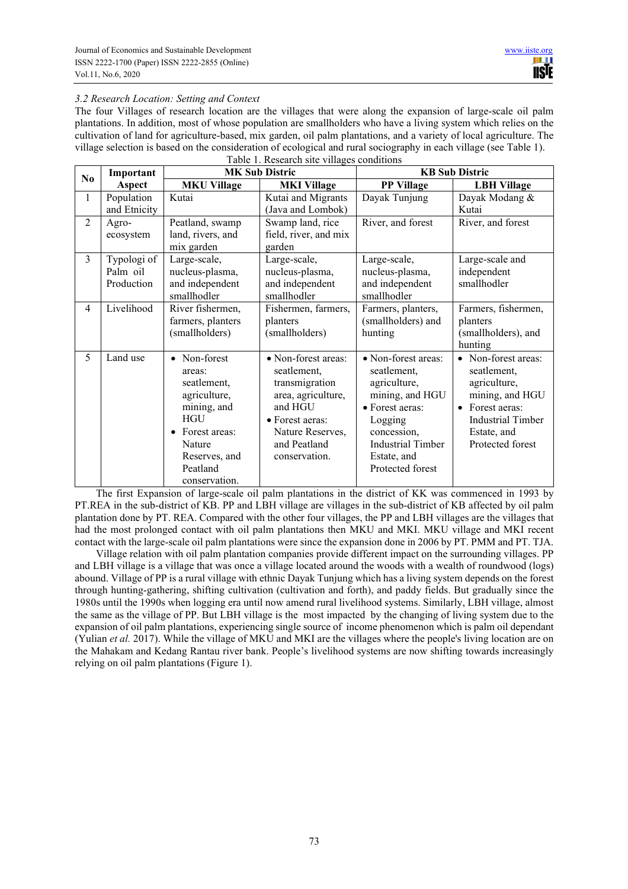*3.2 Research Location: Setting and Context*

The four Villages of research location are the villages that were along the expansion of large-scale oil palm plantations. In addition, most of whose population are smallholders who have a living system which relies on the cultivation of land for agriculture-based, mix garden, oil palm plantations, and a variety of local agriculture. The village selection is based on the consideration of ecological and rural sociography in each village (see Table 1).

Table 1. Research site villages conditions

| No | Important Aspect | MK Sub Distric | | KB Sub Distric | |
|---|---|---|---|---|---|
| | | **MKU Village** | **MKI Village** | **PP Village** | **LBH Village** |
| 1 | Population and Etnicity | Kutai | Kutai and Migrants (Java and Lombok) | Dayak Tunjung | Dayak Modang & Kutai |
| 2 | Agro-ecosystem | Peatland, swamp land, rivers, and mix garden | Swamp land, rice field, river, and mix garden | River, and forest | River, and forest |
| 3 | Typologi of Palm oil Production | Large-scale, nucleus-plasma, and independent smallholder | Large-scale, nucleus-plasma, and independent smallholder | Large-scale, nucleus-plasma, and independent smallholder | Large-scale and independent smallholder |
| 4 | Livelihood | River fishermen, farmers, planters (smallholders) | Fishermen, farmers, planters (smallholders) | Farmers, planters, (smallholders) and hunting | Farmers, fishermen, planters (smallholders), and hunting |
| 5 | Land use | • Non-forest areas: seatlement, agriculture, mining, and HGU<br>• Forest areas: Nature Reserves, and Peatland conservation. | • Non-forest areas: seatlement, transmigration area, agriculture, and HGU<br>• Forest aeras: Nature Reserves, and Peatland conservation. | • Non-forest areas: seatlement, agriculture, mining, and HGU<br>• Forest aeras: Logging concession, Industrial Timber Estate, and Protected forest | • Non-forest areas: seatlement, agriculture, mining, and HGU<br>• Forest aeras: Industrial Timber Estate, and Protected forest |

The first Expansion of large-scale oil palm plantations in the district of KK was commenced in 1993 by PT.REA in the sub-district of KB. PP and LBH village are villages in the sub-district of KB affected by oil palm plantation done by PT. REA. Compared with the other four villages, the PP and LBH villages are the villages that had the most prolonged contact with oil palm plantations then MKU and MKI. MKU village and MKI recent contact with the large-scale oil palm plantations were since the expansion done in 2006 by PT. PMM and PT. TJA.

Village relation with oil palm plantation companies provide different impact on the surrounding villages. PP and LBH village is a village that was once a village located around the woods with a wealth of roundwood (logs) abound. Village of PP is a rural village with ethnic Dayak Tunjung which has a living system depends on the forest through hunting-gathering, shifting cultivation (cultivation and forth), and paddy fields. But gradually since the 1980s until the 1990s when logging era until now amend rural livelihood systems. Similarly, LBH village, almost the same as the village of PP. But LBH village is the most impacted by the changing of living system due to the expansion of oil palm plantations, experiencing single source of income phenomenon which is palm oil dependant (Yulian *et al.* 2017). While the village of MKU and MKI are the villages where the people's living location are on the Mahakam and Kedang Rantau river bank. People's livelihood systems are now shifting towards increasingly relying on oil palm plantations (Figure 1).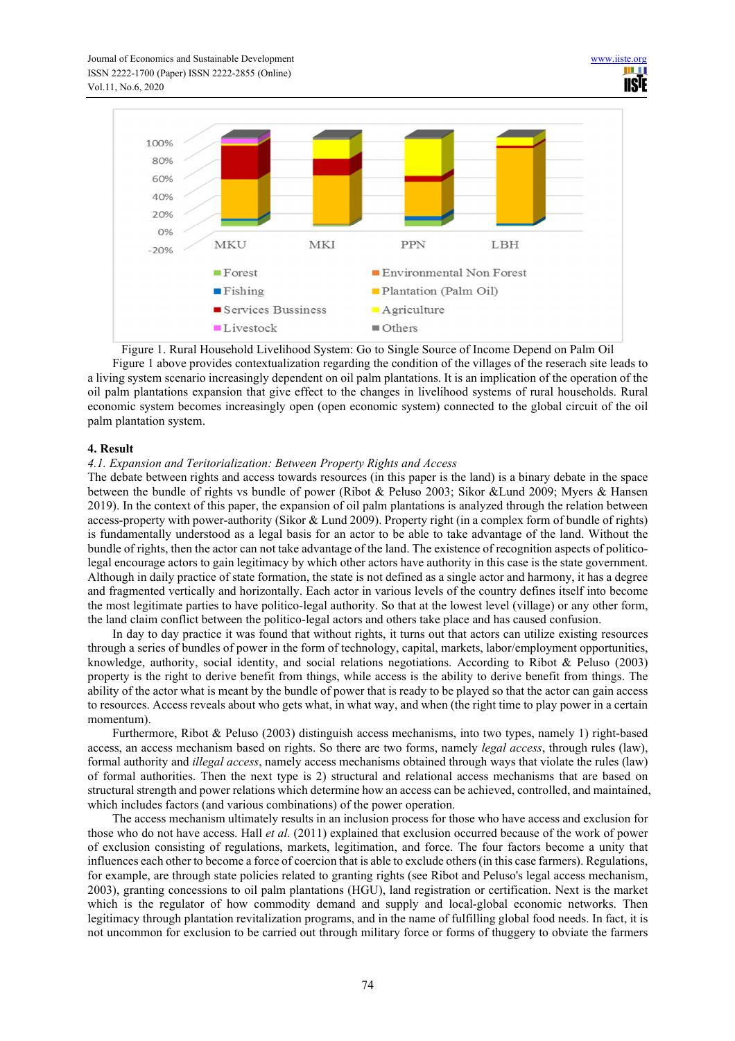Figure 1. Rural Household Livelihood System: Go to Single Source of Income Depend on Palm Oil

Figure 1 above provides contextualization regarding the condition of the villages of the reserach site leads to a living system scenario increasingly dependent on oil palm plantations. It is an implication of the operation of the oil palm plantations expansion that give effect to the changes in livelihood systems of rural households. Rural economic system becomes increasingly open (open economic system) connected to the global circuit of the oil palm plantation system.

## 4. Result

### *4.1. Expansion and Teritorialization: Between Property Rights and Access*

The debate between rights and access towards resources (in this paper is the land) is a binary debate in the space between the bundle of rights vs bundle of power (Ribot & Peluso 2003; Sikor &Lund 2009; Myers & Hansen 2019). In the context of this paper, the expansion of oil palm plantations is analyzed through the relation between access-property with power-authority (Sikor & Lund 2009). Property right (in a complex form of bundle of rights) is fundamentally understood as a legal basis for an actor to be able to take advantage of the land. Without the bundle of rights, then the actor can not take advantage of the land. The existence of recognition aspects of politico-legal encourage actors to gain legitimacy by which other actors have authority in this case is the state government. Although in daily practice of state formation, the state is not defined as a single actor and harmony, it has a degree and fragmented vertically and horizontally. Each actor in various levels of the country defines itself into become the most legitimate parties to have politico-legal authority. So that at the lowest level (village) or any other form, the land claim conflict between the politico-legal actors and others take place and has caused confusion.

In day to day practice it was found that without rights, it turns out that actors can utilize existing resources through a series of bundles of power in the form of technology, capital, markets, labor/employment opportunities, knowledge, authority, social identity, and social relations negotiations. According to Ribot & Peluso (2003) property is the right to derive benefit from things, while access is the ability to derive benefit from things. The ability of the actor what is meant by the bundle of power that is ready to be played so that the actor can gain access to resources. Access reveals about who gets what, in what way, and when (the right time to play power in a certain momentum).

Furthermore, Ribot & Peluso (2003) distinguish access mechanisms, into two types, namely 1) right-based access, an access mechanism based on rights. So there are two forms, namely *legal access*, through rules (law), formal authority and *illegal access*, namely access mechanisms obtained through ways that violate the rules (law) of formal authorities. Then the next type is 2) structural and relational access mechanisms that are based on structural strength and power relations which determine how an access can be achieved, controlled, and maintained, which includes factors (and various combinations) of the power operation.

The access mechanism ultimately results in an inclusion process for those who have access and exclusion for those who do not have access. Hall *et al.* (2011) explained that exclusion occurred because of the work of power of exclusion consisting of regulations, markets, legitimation, and force. The four factors become a unity that influences each other to become a force of coercion that is able to exclude others (in this case farmers). Regulations, for example, are through state policies related to granting rights (see Ribot and Peluso's legal access mechanism, 2003), granting concessions to oil palm plantations (HGU), land registration or certification. Next is the market which is the regulator of how commodity demand and supply and local-global economic networks. Then legitimacy through plantation revitalization programs, and in the name of fulfilling global food needs. In fact, it is not uncommon for exclusion to be carried out through military force or forms of thuggery to obviate the farmers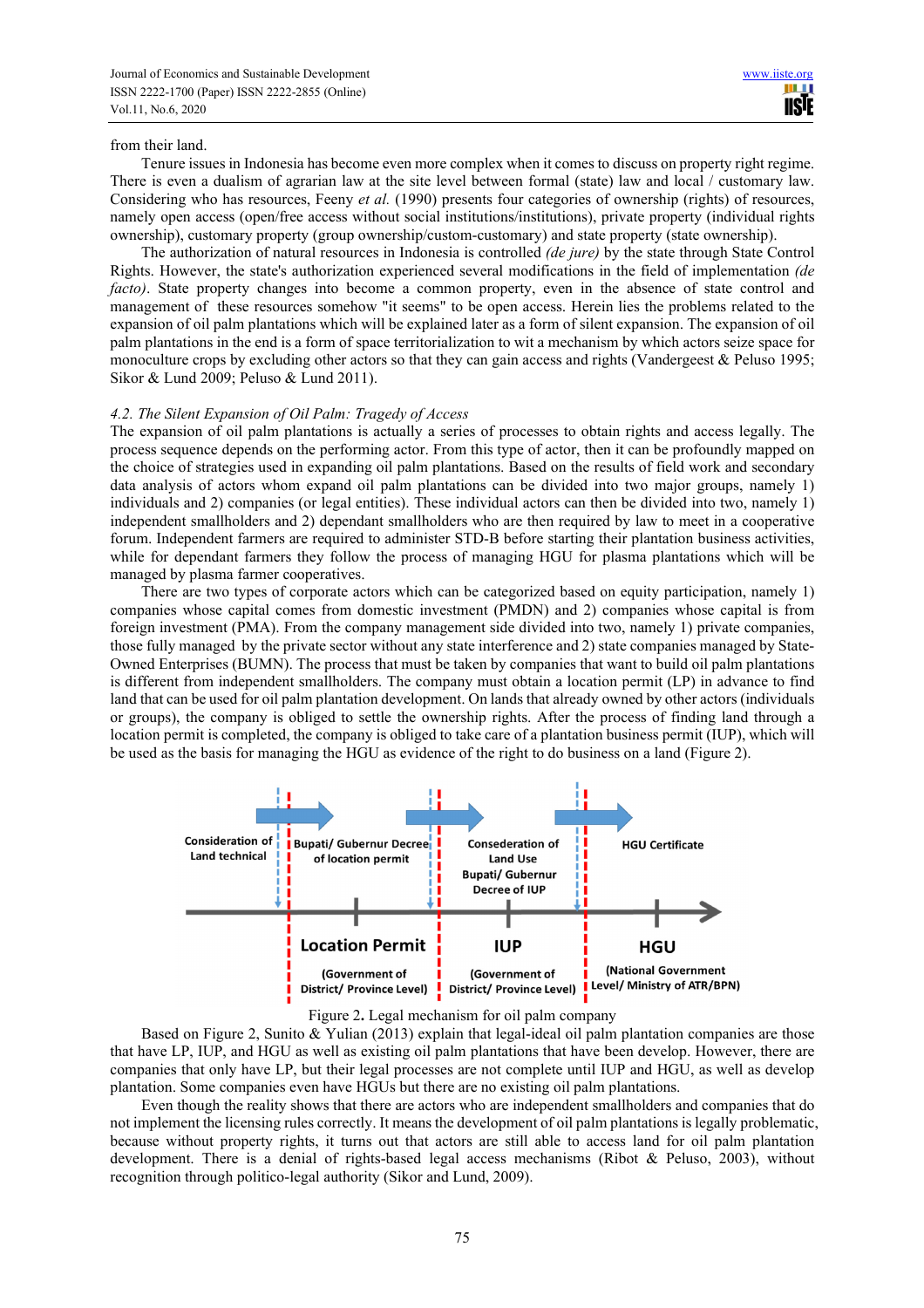from their land.

Tenure issues in Indonesia has become even more complex when it comes to discuss on property right regime. There is even a dualism of agrarian law at the site level between formal (state) law and local / customary law. Considering who has resources, Feeny *et al.* (1990) presents four categories of ownership (rights) of resources, namely open access (open/free access without social institutions/institutions), private property (individual rights ownership), customary property (group ownership/custom-customary) and state property (state ownership).

The authorization of natural resources in Indonesia is controlled *(de jure)* by the state through State Control Rights. However, the state's authorization experienced several modifications in the field of implementation *(de facto)*. State property changes into become a common property, even in the absence of state control and management of these resources somehow "it seems" to be open access. Herein lies the problems related to the expansion of oil palm plantations which will be explained later as a form of silent expansion. The expansion of oil palm plantations in the end is a form of space territorialization to wit a mechanism by which actors seize space for monoculture crops by excluding other actors so that they can gain access and rights (Vandergeest & Peluso 1995; Sikor & Lund 2009; Peluso & Lund 2011).

### *4.2. The Silent Expansion of Oil Palm: Tragedy of Access*

The expansion of oil palm plantations is actually a series of processes to obtain rights and access legally. The process sequence depends on the performing actor. From this type of actor, then it can be profoundly mapped on the choice of strategies used in expanding oil palm plantations. Based on the results of field work and secondary data analysis of actors whom expand oil palm plantations can be divided into two major groups, namely 1) individuals and 2) companies (or legal entities). These individual actors can then be divided into two, namely 1) independent smallholders and 2) dependant smallholders who are then required by law to meet in a cooperative forum. Independent farmers are required to administer STD-B before starting their plantation business activities, while for dependant farmers they follow the process of managing HGU for plasma plantations which will be managed by plasma farmer cooperatives.

There are two types of corporate actors which can be categorized based on equity participation, namely 1) companies whose capital comes from domestic investment (PMDN) and 2) companies whose capital is from foreign investment (PMA). From the company management side divided into two, namely 1) private companies, those fully managed by the private sector without any state interference and 2) state companies managed by State-Owned Enterprises (BUMN). The process that must be taken by companies that want to build oil palm plantations is different from independent smallholders. The company must obtain a location permit (LP) in advance to find land that can be used for oil palm plantation development. On lands that already owned by other actors (individuals or groups), the company is obliged to settle the ownership rights. After the process of finding land through a location permit is completed, the company is obliged to take care of a plantation business permit (IUP), which will be used as the basis for managing the HGU as evidence of the right to do business on a land (Figure 2).

Consideration of Land technical | Bupati/ Gubernur Decree of location permit | Consederation of Land Use Bupati/ Gubernur Decree of IUP | HGU Certificate

Location Permit (Government of District/ Province Level) | IUP (Government of District/ Province Level) | HGU (National Government Level/ Ministry of ATR/BPN)

Figure 2. Legal mechanism for oil palm company

Based on Figure 2, Sunito & Yulian (2013) explain that legal-ideal oil palm plantation companies are those that have LP, IUP, and HGU as well as existing oil palm plantations that have been develop. However, there are companies that only have LP, but their legal processes are not complete until IUP and HGU, as well as develop plantation. Some companies even have HGUs but there are no existing oil palm plantations.

Even though the reality shows that there are actors who are independent smallholders and companies that do not implement the licensing rules correctly. It means the development of oil palm plantations is legally problematic, because without property rights, it turns out that actors are still able to access land for oil palm plantation development. There is a denial of rights-based legal access mechanisms (Ribot & Peluso, 2003), without recognition through politico-legal authority (Sikor and Lund, 2009).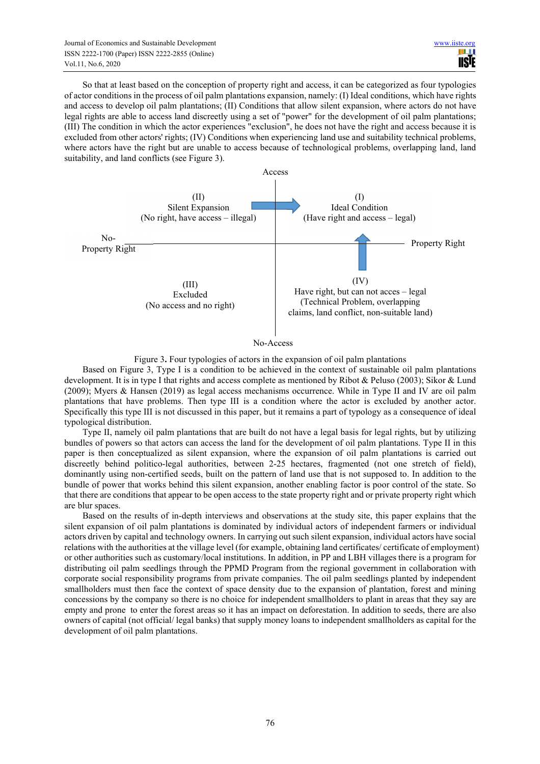So that at least based on the conception of property right and access, it can be categorized as four typologies of actor conditions in the process of oil palm plantations expansion, namely: (I) Ideal conditions, which have rights and access to develop oil palm plantations; (II) Conditions that allow silent expansion, where actors do not have legal rights are able to access land discreetly using a set of "power" for the development of oil palm plantations; (III) The condition in which the actor experiences "exclusion", he does not have the right and access because it is excluded from other actors' rights; (IV) Conditions when experiencing land use and suitability technical problems, where actors have the right but are unable to access because of technological problems, overlapping land, land suitability, and land conflicts (see Figure 3).

Access

(II)
Silent Expansion
(No right, have access – illegal)

(I)
Ideal Condition
(Have right and access – legal)

No-Property Right

Property Right

(III)
Excluded
(No access and no right)

(IV)
Have right, but can not acces – legal
(Technical Problem, overlapping claims, land conflict, non-suitable land)

No-Access

Figure 3. Four typologies of actors in the expansion of oil palm plantations

Based on Figure 3, Type I is a condition to be achieved in the context of sustainable oil palm plantations development. It is in type I that rights and access complete as mentioned by Ribot & Peluso (2003); Sikor & Lund (2009); Myers & Hansen (2019) as legal access mechanisms occurrence. While in Type II and IV are oil palm plantations that have problems. Then type III is a condition where the actor is excluded by another actor. Specifically this type III is not discussed in this paper, but it remains a part of typology as a consequence of ideal typological distribution.

Type II, namely oil palm plantations that are built do not have a legal basis for legal rights, but by utilizing bundles of powers so that actors can access the land for the development of oil palm plantations. Type II in this paper is then conceptualized as silent expansion, where the expansion of oil palm plantations is carried out discreetly behind politico-legal authorities, between 2-25 hectares, fragmented (not one stretch of field), dominantly using non-certified seeds, built on the pattern of land use that is not supposed to. In addition to the bundle of power that works behind this silent expansion, another enabling factor is poor control of the state. So that there are conditions that appear to be open access to the state property right and or private property right which are blur spaces.

Based on the results of in-depth interviews and observations at the study site, this paper explains that the silent expansion of oil palm plantations is dominated by individual actors of independent farmers or individual actors driven by capital and technology owners. In carrying out such silent expansion, individual actors have social relations with the authorities at the village level (for example, obtaining land certificates/ certificate of employment) or other authorities such as customary/local institutions. In addition, in PP and LBH villages there is a program for distributing oil palm seedlings through the PPMD Program from the regional government in collaboration with corporate social responsibility programs from private companies. The oil palm seedlings planted by independent smallholders must then face the context of space density due to the expansion of plantation, forest and mining concessions by the company so there is no choice for independent smallholders to plant in areas that they say are empty and prone to enter the forest areas so it has an impact on deforestation. In addition to seeds, there are also owners of capital (not official/ legal banks) that supply money loans to independent smallholders as capital for the development of oil palm plantations.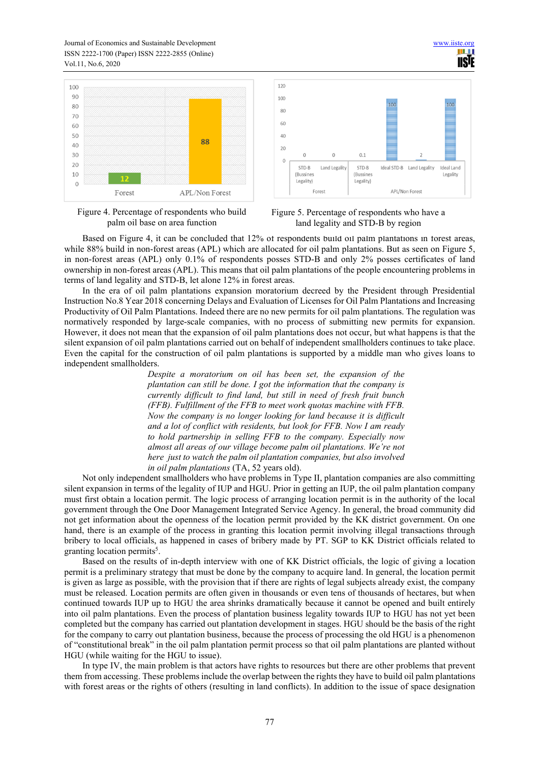Figure 4. Percentage of respondents who build palm oil base on area function

Figure 5. Percentage of respondents who have a land legality and STD-B by region

Based on Figure 4, it can be concluded that 12% of respondents build oil palm plantations in forest areas, while 88% build in non-forest areas (APL) which are allocated for oil palm plantations. But as seen on Figure 5, in non-forest areas (APL) only 0.1% of respondents posses STD-B and only 2% posses certificates of land ownership in non-forest areas (APL). This means that oil palm plantations of the people encountering problems in terms of land legality and STD-B, let alone 12% in forest areas.

In the era of oil palm plantations expansion moratorium decreed by the President through Presidential Instruction No.8 Year 2018 concerning Delays and Evaluation of Licenses for Oil Palm Plantations and Increasing Productivity of Oil Palm Plantations. Indeed there are no new permits for oil palm plantations. The regulation was normatively responded by large-scale companies, with no process of submitting new permits for expansion. However, it does not mean that the expansion of oil palm plantations does not occur, but what happens is that the silent expansion of oil palm plantations carried out on behalf of independent smallholders continues to take place. Even the capital for the construction of oil palm plantations is supported by a middle man who gives loans to independent smallholders.

> *Despite a moratorium on oil has been set, the expansion of the plantation can still be done. I got the information that the company is currently difficult to find land, but still in need of fresh fruit bunch (FFB). Fulfillment of the FFB to meet work quotas machine with FFB. Now the company is no longer looking for land because it is difficult and a lot of conflict with residents, but look for FFB. Now I am ready to hold partnership in selling FFB to the company. Especially now almost all areas of our village become palm oil plantations. We're not here just to watch the palm oil plantation companies, but also involved in oil palm plantations* (TA, 52 years old).

Not only independent smallholders who have problems in Type II, plantation companies are also committing silent expansion in terms of the legality of IUP and HGU. Prior in getting an IUP, the oil palm plantation company must first obtain a location permit. The logic process of arranging location permit is in the authority of the local government through the One Door Management Integrated Service Agency. In general, the broad community did not get information about the openness of the location permit provided by the KK district government. On one hand, there is an example of the process in granting this location permit involving illegal transactions through bribery to local officials, as happened in cases of bribery made by PT. SGP to KK District officials related to granting location permits[5].

Based on the results of in-depth interview with one of KK District officials, the logic of giving a location permit is a preliminary strategy that must be done by the company to acquire land. In general, the location permit is given as large as possible, with the provision that if there are rights of legal subjects already exist, the company must be released. Location permits are often given in thousands or even tens of thousands of hectares, but when continued towards IUP up to HGU the area shrinks dramatically because it cannot be opened and built entirely into oil palm plantations. Even the process of plantation business legality towards IUP to HGU has not yet been completed but the company has carried out plantation development in stages. HGU should be the basis of the right for the company to carry out plantation business, because the process of processing the old HGU is a phenomenon of "constitutional break" in the oil palm plantation permit process so that oil palm plantations are planted without HGU (while waiting for the HGU to issue).

In type IV, the main problem is that actors have rights to resources but there are other problems that prevent them from accessing. These problems include the overlap between the rights they have to build oil palm plantations with forest areas or the rights of others (resulting in land conflicts). In addition to the issue of space designation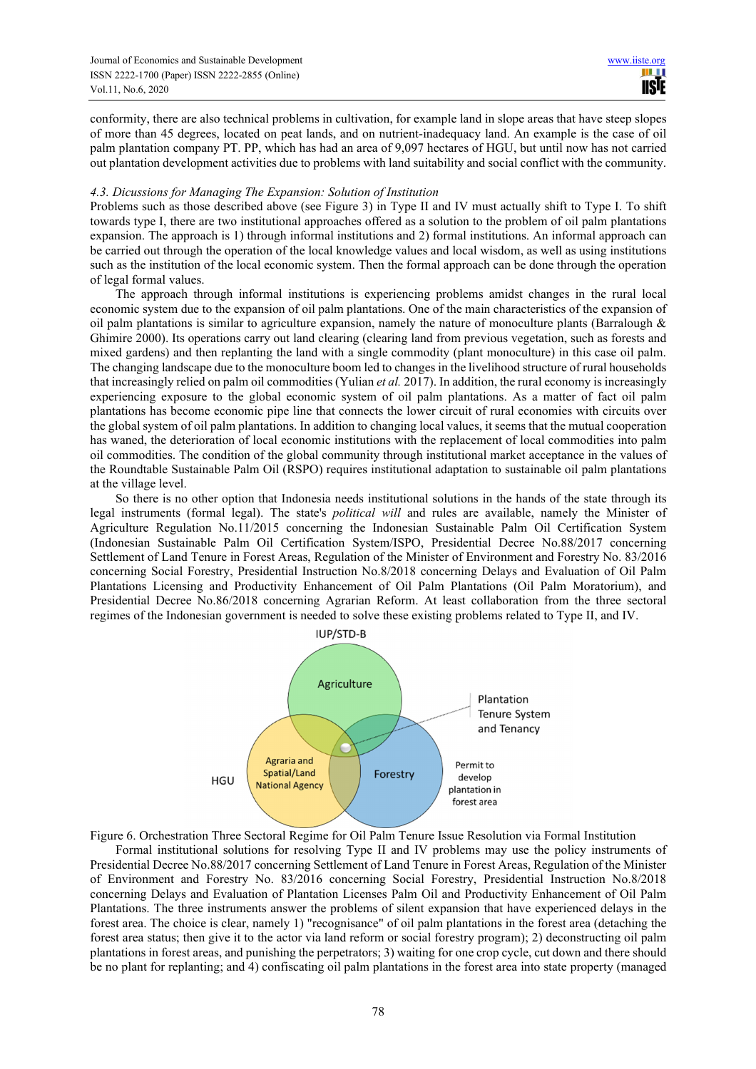conformity, there are also technical problems in cultivation, for example land in slope areas that have steep slopes of more than 45 degrees, located on peat lands, and on nutrient-inadequacy land. An example is the case of oil palm plantation company PT. PP, which has had an area of 9,097 hectares of HGU, but until now has not carried out plantation development activities due to problems with land suitability and social conflict with the community.

### *4.3. Discussions for Managing The Expansion: Solution of Institution*

Problems such as those described above (see Figure 3) in Type II and IV must actually shift to Type I. To shift towards type I, there are two institutional approaches offered as a solution to the problem of oil palm plantations expansion. The approach is 1) through informal institutions and 2) formal institutions. An informal approach can be carried out through the operation of the local knowledge values and local wisdom, as well as using institutions such as the institution of the local economic system. Then the formal approach can be done through the operation of legal formal values.

The approach through informal institutions is experiencing problems amidst changes in the rural local economic system due to the expansion of oil palm plantations. One of the main characteristics of the expansion of oil palm plantations is similar to agriculture expansion, namely the nature of monoculture plants (Barralough & Ghimire 2000). Its operations carry out land clearing (clearing land from previous vegetation, such as forests and mixed gardens) and then replanting the land with a single commodity (plant monoculture) in this case oil palm. The changing landscape due to the monoculture boom led to changes in the livelihood structure of rural households that increasingly relied on palm oil commodities (Yulian *et al.* 2017). In addition, the rural economy is increasingly experiencing exposure to the global economic system of oil palm plantations. As a matter of fact oil palm plantations has become economic pipe line that connects the lower circuit of rural economies with circuits over the global system of oil palm plantations. In addition to changing local values, it seems that the mutual cooperation has waned, the deterioration of local economic institutions with the replacement of local commodities into palm oil commodities. The condition of the global community through institutional market acceptance in the values of the Roundtable Sustainable Palm Oil (RSPO) requires institutional adaptation to sustainable oil palm plantations at the village level.

So there is no other option that Indonesia needs institutional solutions in the hands of the state through its legal instruments (formal legal). The state's *political will* and rules are available, namely the Minister of Agriculture Regulation No.11/2015 concerning the Indonesian Sustainable Palm Oil Certification System (Indonesian Sustainable Palm Oil Certification System/ISPO, Presidential Decree No.88/2017 concerning Settlement of Land Tenure in Forest Areas, Regulation of the Minister of Environment and Forestry No. 83/2016 concerning Social Forestry, Presidential Instruction No.8/2018 concerning Delays and Evaluation of Oil Palm Plantations Licensing and Productivity Enhancement of Oil Palm Plantations (Oil Palm Moratorium), and Presidential Decree No.86/2018 concerning Agrarian Reform. At least collaboration from the three sectoral regimes of the Indonesian government is needed to solve these existing problems related to Type II, and IV.

Figure 6. Orchestration Three Sectoral Regime for Oil Palm Tenure Issue Resolution via Formal Institution

Formal institutional solutions for resolving Type II and IV problems may use the policy instruments of Presidential Decree No.88/2017 concerning Settlement of Land Tenure in Forest Areas, Regulation of the Minister of Environment and Forestry No. 83/2016 concerning Social Forestry, Presidential Instruction No.8/2018 concerning Delays and Evaluation of Plantation Licenses Palm Oil and Productivity Enhancement of Oil Palm Plantations. The three instruments answer the problems of silent expansion that have experienced delays in the forest area. The choice is clear, namely 1) "recognisance" of oil palm plantations in the forest area (detaching the forest area status; then give it to the actor via land reform or social forestry program); 2) deconstructing oil palm plantations in forest areas, and punishing the perpetrators; 3) waiting for one crop cycle, cut down and there should be no plant for replanting; and 4) confiscating oil palm plantations in the forest area into state property (managed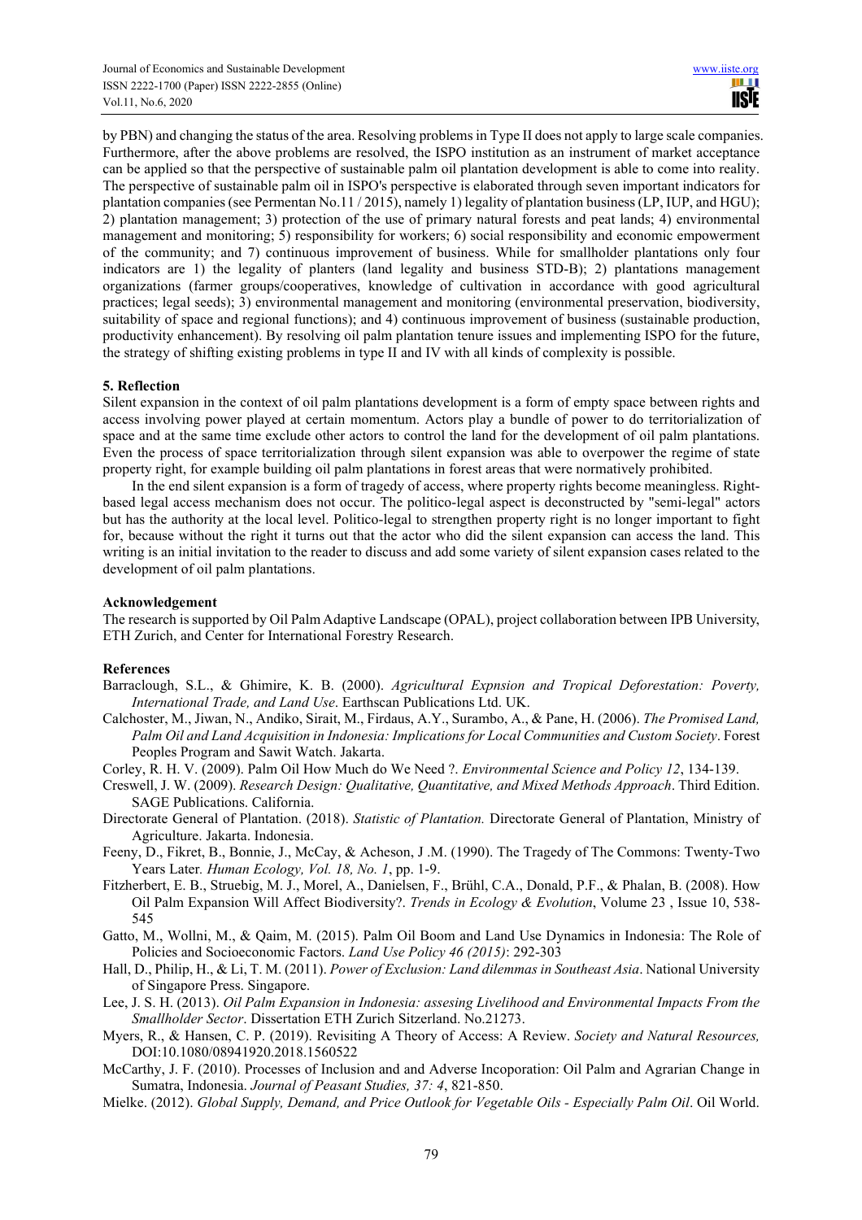by PBN) and changing the status of the area. Resolving problems in Type II does not apply to large scale companies. Furthermore, after the above problems are resolved, the ISPO institution as an instrument of market acceptance can be applied so that the perspective of sustainable palm oil plantation development is able to come into reality. The perspective of sustainable palm oil in ISPO's perspective is elaborated through seven important indicators for plantation companies (see Permentan No.11 / 2015), namely 1) legality of plantation business (LP, IUP, and HGU); 2) plantation management; 3) protection of the use of primary natural forests and peat lands; 4) environmental management and monitoring; 5) responsibility for workers; 6) social responsibility and economic empowerment of the community; and 7) continuous improvement of business. While for smallholder plantations only four indicators are 1) the legality of planters (land legality and business STD-B); 2) plantations management organizations (farmer groups/cooperatives, knowledge of cultivation in accordance with good agricultural practices; legal seeds); 3) environmental management and monitoring (environmental preservation, biodiversity, suitability of space and regional functions); and 4) continuous improvement of business (sustainable production, productivity enhancement). By resolving oil palm plantation tenure issues and implementing ISPO for the future, the strategy of shifting existing problems in type II and IV with all kinds of complexity is possible.

## 5. Reflection

Silent expansion in the context of oil palm plantations development is a form of empty space between rights and access involving power played at certain momentum. Actors play a bundle of power to do territorialization of space and at the same time exclude other actors to control the land for the development of oil palm plantations. Even the process of space territorialization through silent expansion was able to overpower the regime of state property right, for example building oil palm plantations in forest areas that were normatively prohibited.

In the end silent expansion is a form of tragedy of access, where property rights become meaningless. Right-based legal access mechanism does not occur. The politico-legal aspect is deconstructed by "semi-legal" actors but has the authority at the local level. Politico-legal to strengthen property right is no longer important to fight for, because without the right it turns out that the actor who did the silent expansion can access the land. This writing is an initial invitation to the reader to discuss and add some variety of silent expansion cases related to the development of oil palm plantations.

## Acknowledgement

The research is supported by Oil Palm Adaptive Landscape (OPAL), project collaboration between IPB University, ETH Zurich, and Center for International Forestry Research.

## References

Barraclough, S.L., & Ghimire, K. B. (2000). *Agricultural Expnsion and Tropical Deforestation: Poverty, International Trade, and Land Use*. Earthscan Publications Ltd. UK.

Calchoster, M., Jiwan, N., Andiko, Sirait, M., Firdaus, A.Y., Surambo, A., & Pane, H. (2006). *The Promised Land, Palm Oil and Land Acquisition in Indonesia: Implications for Local Communities and Custom Society*. Forest Peoples Program and Sawit Watch. Jakarta.

Corley, R. H. V. (2009). Palm Oil How Much do We Need ?. *Environmental Science and Policy 12*, 134-139.

Creswell, J. W. (2009). *Research Design: Qualitative, Quantitative, and Mixed Methods Approach*. Third Edition. SAGE Publications. California.

Directorate General of Plantation. (2018). *Statistic of Plantation.* Directorate General of Plantation, Ministry of Agriculture. Jakarta. Indonesia.

Feeny, D., Fikret, B., Bonnie, J., McCay, & Acheson, J .M. (1990). The Tragedy of The Commons: Twenty-Two Years Later*. Human Ecology, Vol. 18, No. 1*, pp. 1-9.

Fitzherbert, E. B., Struebig, M. J., Morel, A., Danielsen, F., Brühl, C.A., Donald, P.F., & Phalan, B. (2008). How Oil Palm Expansion Will Affect Biodiversity?. *Trends in Ecology & Evolution*, Volume 23 , Issue 10, 538-545

Gatto, M., Wollni, M., & Qaim, M. (2015). Palm Oil Boom and Land Use Dynamics in Indonesia: The Role of Policies and Socioeconomic Factors. *Land Use Policy 46 (2015)*: 292-303

Hall, D., Philip, H., & Li, T. M. (2011). *Power of Exclusion: Land dilemmas in Southeast Asia*. National University of Singapore Press. Singapore.

Lee, J. S. H. (2013). *Oil Palm Expansion in Indonesia: assesing Livelihood and Environmental Impacts From the Smallholder Sector*. Dissertation ETH Zurich Sitzerland. No.21273.

Myers, R., & Hansen, C. P. (2019). Revisiting A Theory of Access: A Review. *Society and Natural Resources,* DOI:10.1080/08941920.2018.1560522

McCarthy, J. F. (2010). Processes of Inclusion and and Adverse Incoporation: Oil Palm and Agrarian Change in Sumatra, Indonesia. *Journal of Peasant Studies, 37: 4*, 821-850.

Mielke. (2012). *Global Supply, Demand, and Price Outlook for Vegetable Oils - Especially Palm Oil*. Oil World.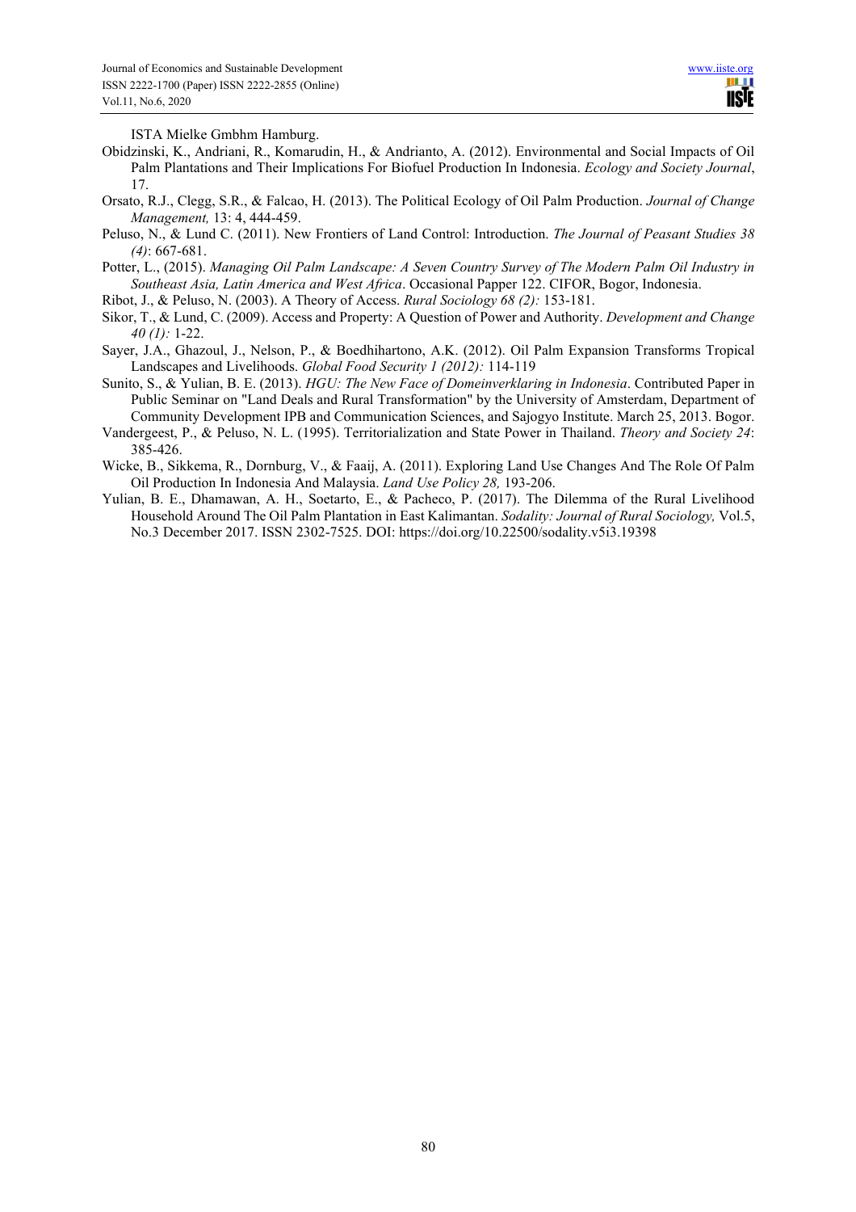ISTA Mielke Gmbhm Hamburg.

Obidzinski, K., Andriani, R., Komarudin, H., & Andrianto, A. (2012). Environmental and Social Impacts of Oil Palm Plantations and Their Implications For Biofuel Production In Indonesia. *Ecology and Society Journal*, 17.

Orsato, R.J., Clegg, S.R., & Falcao, H. (2013). The Political Ecology of Oil Palm Production. *Journal of Change Management,* 13: 4, 444-459.

Peluso, N., & Lund C. (2011). New Frontiers of Land Control: Introduction. *The Journal of Peasant Studies 38 (4)*: 667-681.

Potter, L., (2015). *Managing Oil Palm Landscape: A Seven Country Survey of The Modern Palm Oil Industry in Southeast Asia, Latin America and West Africa*. Occasional Papper 122. CIFOR, Bogor, Indonesia.

Ribot, J., & Peluso, N. (2003). A Theory of Access. *Rural Sociology 68 (2):* 153-181.

Sikor, T., & Lund, C. (2009). Access and Property: A Question of Power and Authority. *Development and Change 40 (1):* 1-22.

Sayer, J.A., Ghazoul, J., Nelson, P., & Boedhihartono, A.K. (2012). Oil Palm Expansion Transforms Tropical Landscapes and Livelihoods. *Global Food Security 1 (2012):* 114-119

Sunito, S., & Yulian, B. E. (2013). *HGU: The New Face of Domeinverklaring in Indonesia*. Contributed Paper in Public Seminar on "Land Deals and Rural Transformation" by the University of Amsterdam, Department of Community Development IPB and Communication Sciences, and Sajogyo Institute. March 25, 2013. Bogor.

Vandergeest, P., & Peluso, N. L. (1995). Territorialization and State Power in Thailand. *Theory and Society 24*: 385-426.

Wicke, B., Sikkema, R., Dornburg, V., & Faaij, A. (2011). Exploring Land Use Changes And The Role Of Palm Oil Production In Indonesia And Malaysia. *Land Use Policy 28,* 193-206.

Yulian, B. E., Dhamawan, A. H., Soetarto, E., & Pacheco, P. (2017). The Dilemma of the Rural Livelihood Household Around The Oil Palm Plantation in East Kalimantan. *Sodality: Journal of Rural Sociology,* Vol.5, No.3 December 2017. ISSN 2302-7525. DOI: https://doi.org/10.22500/sodality.v5i3.19398